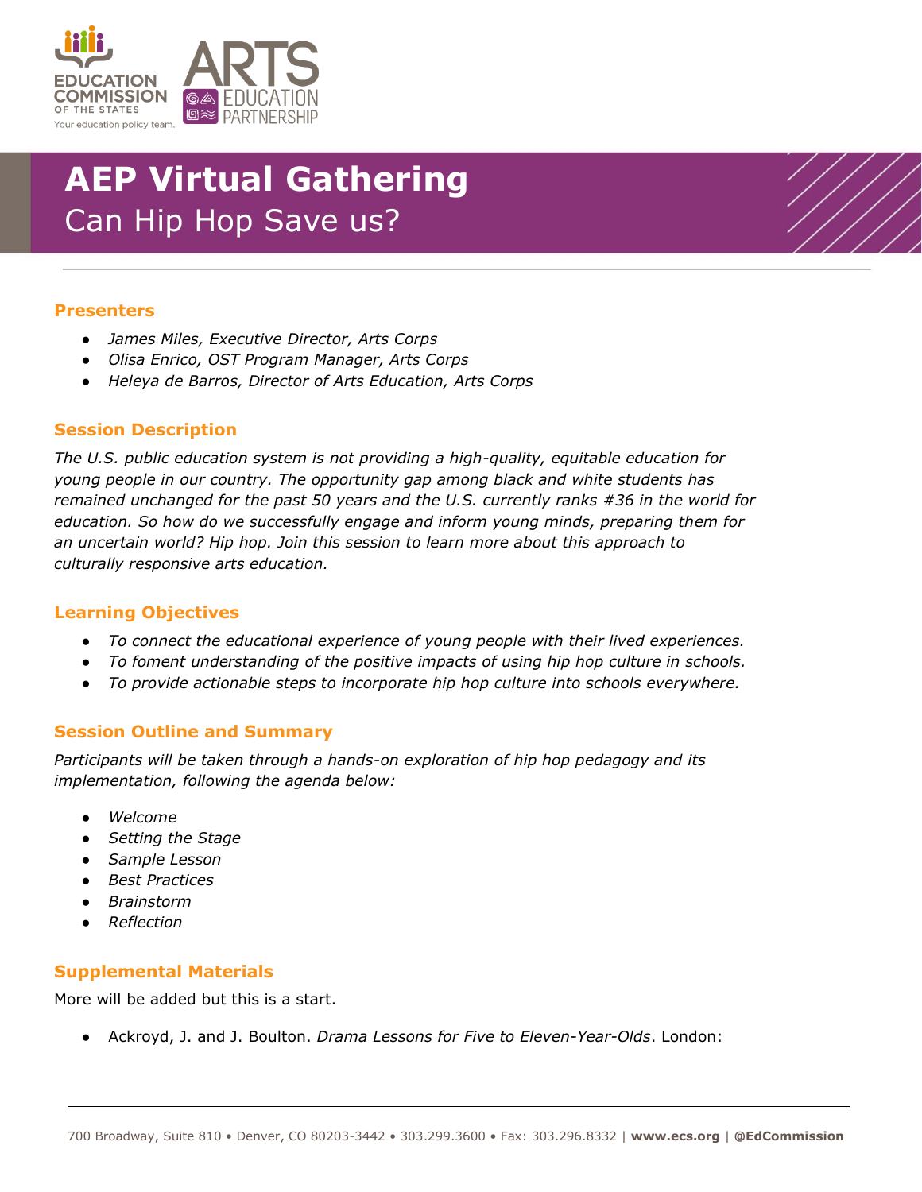# AEP Virtual Gathering

## Can Hip Hop Save us?

### Presenters

- *James Miles, Executive Director, Arts Corps*
- *Olisa Enrico, OST Program Manager, Arts Corps*
- *Heleya de Barros, Director of Arts Education, Arts Corps*

### Session Description

*The U.S. public education system is not providing a high-quality, equitable education for young people in our country. The opportunity gap among black and white students has remained unchanged for the past 50 years and the U.S. currently ranks #36 in the world for education. So how do we successfully engage and inform young minds, preparing them for an uncertain world? Hip hop. Join this session to learn more about this approach to culturally responsive arts education.*

### Learning Objectives

- *To connect the educational experience of young people with their lived experiences.*
- *To foment understanding of the positive impacts of using hip hop culture in schools.*
- *To provide actionable steps to incorporate hip hop culture into schools everywhere.*

### Session Outline and Summary

*Participants will be taken through a hands-on exploration of hip hop pedagogy and its implementation, following the agenda below:*

- *Welcome*
- *Setting the Stage*
- *Sample Lesson*
- *Best Practices*
- *Brainstorm*
- *Reflection*

### Supplemental Materials

More will be added but this is a start.

- Ackroyd, J. and J. Boulton. *Drama Lessons for Five to Eleven-Year-Olds*. London: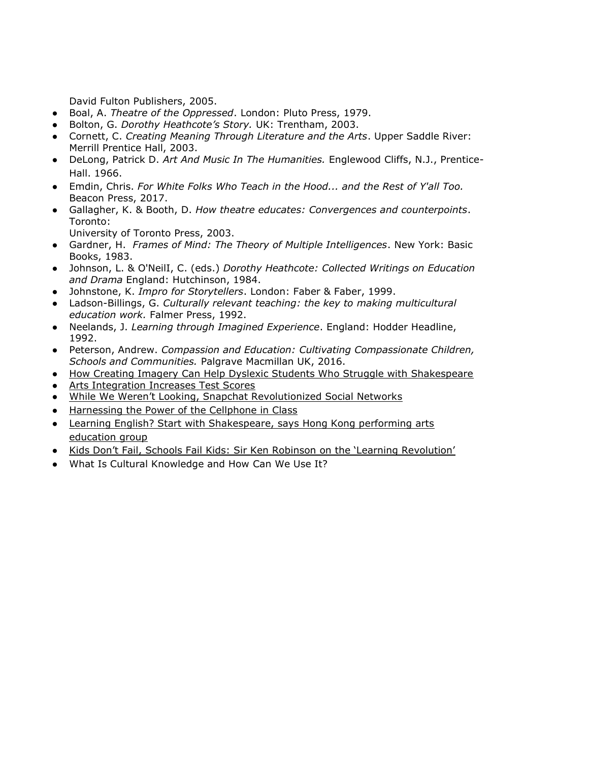David Fulton Publishers, 2005.

- Boal, A. *Theatre of the Oppressed*. London: Pluto Press, 1979.
- Bolton, G. *Dorothy Heathcote's Story.* UK: Trentham, 2003.
- Cornett, C. *Creating Meaning Through Literature and the Arts*. Upper Saddle River: Merrill Prentice Hall, 2003.
- DeLong, Patrick D. *Art And Music In The Humanities.* Englewood Cliffs, N.J., Prentice-Hall. 1966.
- Emdin, Chris. *For White Folks Who Teach in the Hood... and the Rest of Y'all Too.* Beacon Press, 2017.
- Gallagher, K. & Booth, D. *How theatre educates: Convergences and counterpoints*. Toronto: University of Toronto Press, 2003.
- Gardner, H. *Frames of Mind: The Theory of Multiple Intelligences*. New York: Basic Books, 1983.
- Johnson, L. & O'NeilI, C. (eds.) *Dorothy Heathcote: Collected Writings on Education and Drama* England: Hutchinson, 1984.
- Johnstone, K. *Impro for Storytellers*. London: Faber & Faber, 1999.
- Ladson-Billings, G. *Culturally relevant teaching: the key to making multicultural education work.* Falmer Press, 1992.
- Neelands, J. *Learning through Imagined Experience*. England: Hodder Headline, 1992.
- Peterson, Andrew. *Compassion and Education: Cultivating Compassionate Children, Schools and Communities.* Palgrave Macmillan UK, 2016.
- How Creating Imagery Can Help Dyslexic Students Who Struggle with Shakespeare
- Arts Integration Increases Test Scores
- While We Weren't Looking, Snapchat Revolutionized Social Networks
- Harnessing the Power of the Cellphone in Class
- Learning English? Start with Shakespeare, says Hong Kong performing arts education group
- Kids Don't Fail, Schools Fail Kids: Sir Ken Robinson on the 'Learning Revolution'
- What Is Cultural Knowledge and How Can We Use It?